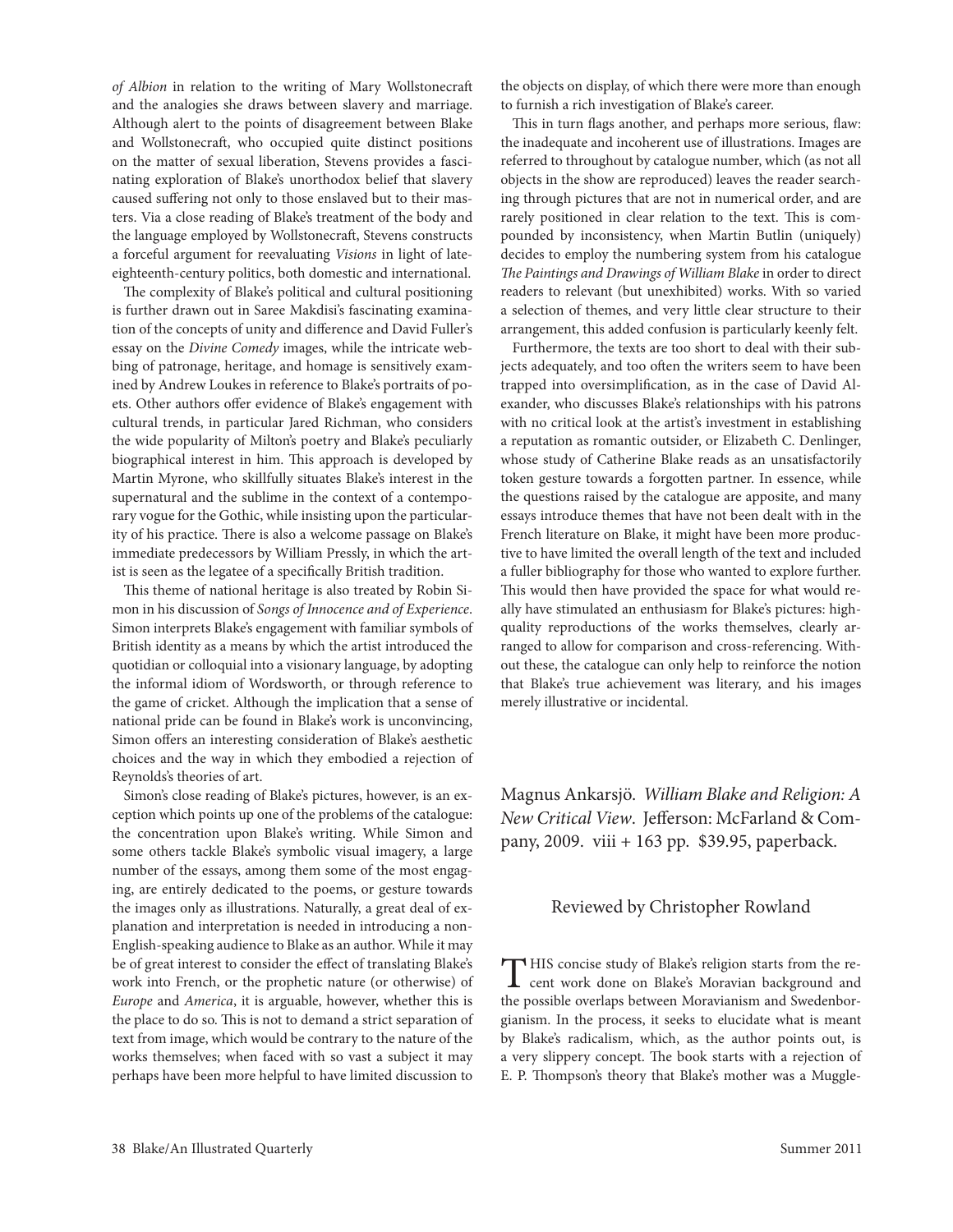*of Albion* in relation to the writing of Mary Wollstonecraft and the analogies she draws between slavery and marriage. Although alert to the points of disagreement between Blake and Wollstonecraft, who occupied quite distinct positions on the matter of sexual liberation, Stevens provides a fascinating exploration of Blake's unorthodox belief that slavery caused suffering not only to those enslaved but to their masters. Via a close reading of Blake's treatment of the body and the language employed by Wollstonecraft, Stevens constructs a forceful argument for reevaluating *Visions* in light of late-eighteenth-century politics, both domestic and international.

The complexity of Blake's political and cultural positioning is further drawn out in Saree Makdisi's fascinating examination of the concepts of unity and difference and David Fuller's essay on the *Divine Comedy* images, while the intricate webbing of patronage, heritage, and homage is sensitively examined by Andrew Loukes in reference to Blake's portraits of poets. Other authors offer evidence of Blake's engagement with cultural trends, in particular Jared Richman, who considers the wide popularity of Milton's poetry and Blake's peculiarly biographical interest in him. This approach is developed by Martin Myrone, who skillfully situates Blake's interest in the supernatural and the sublime in the context of a contemporary vogue for the Gothic, while insisting upon the particularity of his practice. There is also a welcome passage on Blake's immediate predecessors by William Pressly, in which the artist is seen as the legatee of a specifically British tradition.

This theme of national heritage is also treated by Robin Simon in his discussion of *Songs of Innocence and of Experience*. Simon interprets Blake's engagement with familiar symbols of British identity as a means by which the artist introduced the quotidian or colloquial into a visionary language, by adopting the informal idiom of Wordsworth, or through reference to the game of cricket. Although the implication that a sense of national pride can be found in Blake's work is unconvincing, Simon offers an interesting consideration of Blake's aesthetic choices and the way in which they embodied a rejection of Reynolds's theories of art.

Simon's close reading of Blake's pictures, however, is an exception which points up one of the problems of the catalogue: the concentration upon Blake's writing. While Simon and some others tackle Blake's symbolic visual imagery, a large number of the essays, among them some of the most engaging, are entirely dedicated to the poems, or gesture towards the images only as illustrations. Naturally, a great deal of explanation and interpretation is needed in introducing a non-English-speaking audience to Blake as an author. While it may be of great interest to consider the effect of translating Blake's work into French, or the prophetic nature (or otherwise) of *Europe* and *America*, it is arguable, however, whether this is the place to do so. This is not to demand a strict separation of text from image, which would be contrary to the nature of the works themselves; when faced with so vast a subject it may perhaps have been more helpful to have limited discussion to the objects on display, of which there were more than enough to furnish a rich investigation of Blake's career.

This in turn flags another, and perhaps more serious, flaw: the inadequate and incoherent use of illustrations. Images are referred to throughout by catalogue number, which (as not all objects in the show are reproduced) leaves the reader searching through pictures that are not in numerical order, and are rarely positioned in clear relation to the text. This is compounded by inconsistency, when Martin Butlin (uniquely) decides to employ the numbering system from his catalogue *The Paintings and Drawings of William Blake* in order to direct readers to relevant (but unexhibited) works. With so varied a selection of themes, and very little clear structure to their arrangement, this added confusion is particularly keenly felt.

Furthermore, the texts are too short to deal with their subjects adequately, and too often the writers seem to have been trapped into oversimplification, as in the case of David Alexander, who discusses Blake's relationships with his patrons with no critical look at the artist's investment in establishing a reputation as romantic outsider, or Elizabeth C. Denlinger, whose study of Catherine Blake reads as an unsatisfactorily token gesture towards a forgotten partner. In essence, while the questions raised by the catalogue are apposite, and many essays introduce themes that have not been dealt with in the French literature on Blake, it might have been more productive to have limited the overall length of the text and included a fuller bibliography for those who wanted to explore further. This would then have provided the space for what would really have stimulated an enthusiasm for Blake's pictures: high-quality reproductions of the works themselves, clearly arranged to allow for comparison and cross-referencing. Without these, the catalogue can only help to reinforce the notion that Blake's true achievement was literary, and his images merely illustrative or incidental.

## Magnus Ankarsjö. *William Blake and Religion: A New Critical View*. Jefferson: McFarland & Company, 2009. viii + 163 pp. $39.95, paperback.

### Reviewed by Christopher Rowland

THIS concise study of Blake's religion starts from the recent work done on Blake's Moravian background and the possible overlaps between Moravianism and Swedenborgianism. In the process, it seeks to elucidate what is meant by Blake's radicalism, which, as the author points out, is a very slippery concept. The book starts with a rejection of E. P. Thompson's theory that Blake's mother was a Muggle-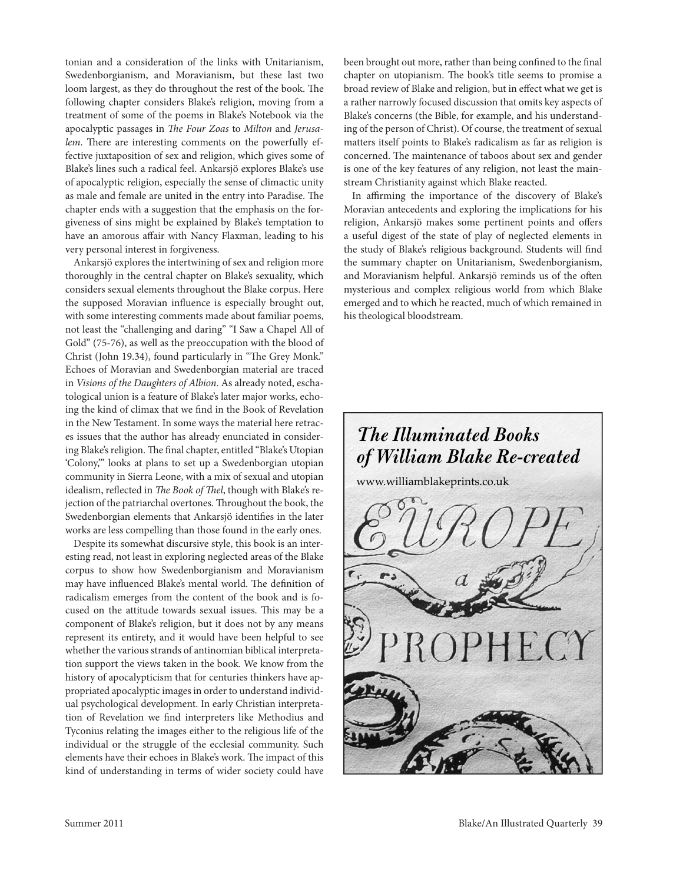tonian and a consideration of the links with Unitarianism, Swedenborgianism, and Moravianism, but these last two loom largest, as they do throughout the rest of the book. The following chapter considers Blake's religion, moving from a treatment of some of the poems in Blake's Notebook via the apocalyptic passages in *The Four Zoas* to *Milton* and *Jerusalem*. There are interesting comments on the powerfully effective juxtaposition of sex and religion, which gives some of Blake's lines such a radical feel. Ankarsjö explores Blake's use of apocalyptic religion, especially the sense of climactic unity as male and female are united in the entry into Paradise. The chapter ends with a suggestion that the emphasis on the forgiveness of sins might be explained by Blake's temptation to have an amorous affair with Nancy Flaxman, leading to his very personal interest in forgiveness.

Ankarsjö explores the intertwining of sex and religion more thoroughly in the central chapter on Blake's sexuality, which considers sexual elements throughout the Blake corpus. Here the supposed Moravian influence is especially brought out, with some interesting comments made about familiar poems, not least the "challenging and daring" "I Saw a Chapel All of Gold" (75-76), as well as the preoccupation with the blood of Christ (John 19.34), found particularly in "The Grey Monk." Echoes of Moravian and Swedenborgian material are traced in *Visions of the Daughters of Albion*. As already noted, eschatological union is a feature of Blake's later major works, echoing the kind of climax that we find in the Book of Revelation in the New Testament. In some ways the material here retraces issues that the author has already enunciated in considering Blake's religion. The final chapter, entitled "Blake's Utopian 'Colony,'" looks at plans to set up a Swedenborgian utopian community in Sierra Leone, with a mix of sexual and utopian idealism, reflected in *The Book of Thel*, though with Blake's rejection of the patriarchal overtones. Throughout the book, the Swedenborgian elements that Ankarsjö identifies in the later works are less compelling than those found in the early ones.

Despite its somewhat discursive style, this book is an interesting read, not least in exploring neglected areas of the Blake corpus to show how Swedenborgianism and Moravianism may have influenced Blake's mental world. The definition of radicalism emerges from the content of the book and is focused on the attitude towards sexual issues. This may be a component of Blake's religion, but it does not by any means represent its entirety, and it would have been helpful to see whether the various strands of antinomian biblical interpretation support the views taken in the book. We know from the history of apocalypticism that for centuries thinkers have appropriated apocalyptic images in order to understand individual psychological development. In early Christian interpretation of Revelation we find interpreters like Methodius and Tyconius relating the images either to the religious life of the individual or the struggle of the ecclesial community. Such elements have their echoes in Blake's work. The impact of this kind of understanding in terms of wider society could have been brought out more, rather than being confined to the final chapter on utopianism. The book's title seems to promise a broad review of Blake and religion, but in effect what we get is a rather narrowly focused discussion that omits key aspects of Blake's concerns (the Bible, for example, and his understanding of the person of Christ). Of course, the treatment of sexual matters itself points to Blake's radicalism as far as religion is concerned. The maintenance of taboos about sex and gender is one of the key features of any religion, not least the mainstream Christianity against which Blake reacted.

In affirming the importance of the discovery of Blake's Moravian antecedents and exploring the implications for his religion, Ankarsjö makes some pertinent points and offers a useful digest of the state of play of neglected elements in the study of Blake's religious background. Students will find the summary chapter on Unitarianism, Swedenborgianism, and Moravianism helpful. Ankarsjö reminds us of the often mysterious and complex religious world from which Blake emerged and to which he reacted, much of which remained in his theological bloodstream.

*The Illuminated Books of William Blake Re-created*

www.williamblakeprints.co.uk

EUROPE a PROPHECY